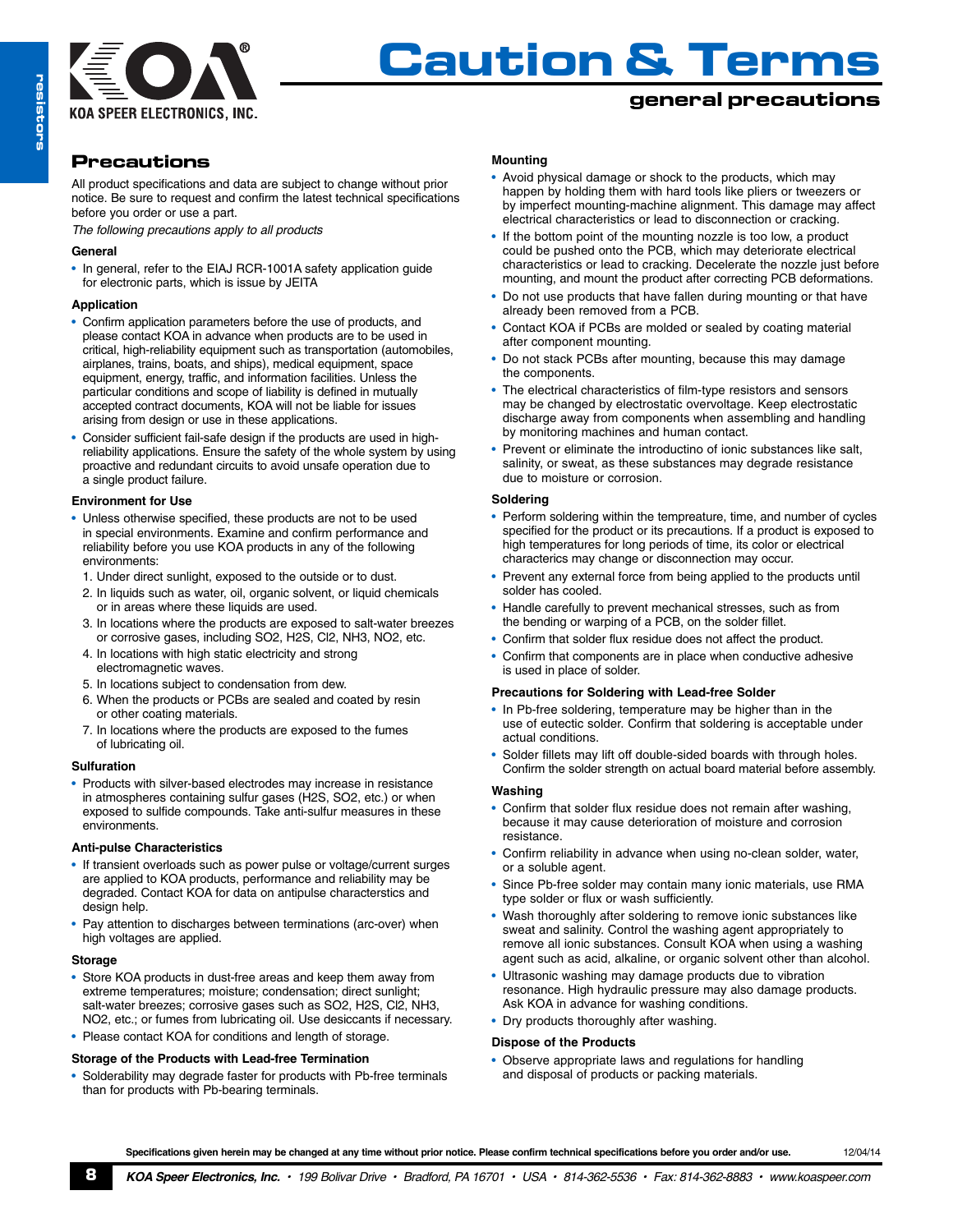# Caution & Terms

## general precautions

## Precautions

All product specifications and data are subject to change without prior notice. Be sure to request and confirm the latest technical specifications before you order or use a part.

*The following precautions apply to all products*

### General

- In general, refer to the EIAJ RCR-1001A safety application guide for electronic parts, which is issue by JEITA

### Application

- Confirm application parameters before the use of products, and please contact KOA in advance when products are to be used in critical, high-reliability equipment such as transportation (automobiles, airplanes, trains, boats, and ships), medical equipment, space equipment, energy, traffic, and information facilities. Unless the particular conditions and scope of liability is defined in mutually accepted contract documents, KOA will not be liable for issues arising from design or use in these applications.
- Consider sufficient fail-safe design if the products are used in high-reliability applications. Ensure the safety of the whole system by using proactive and redundant circuits to avoid unsafe operation due to a single product failure.

### Environment for Use

- Unless otherwise specified, these products are not to be used in special environments. Examine and confirm performance and reliability before you use KOA products in any of the following environments:
  1. Under direct sunlight, exposed to the outside or to dust.
  2. In liquids such as water, oil, organic solvent, or liquid chemicals or in areas where these liquids are used.
  3. In locations where the products are exposed to salt-water breezes or corrosive gases, including SO2, H2S, Cl2, NH3, NO2, etc.
  4. In locations with high static electricity and strong electromagnetic waves.
  5. In locations subject to condensation from dew.
  6. When the products or PCBs are sealed and coated by resin or other coating materials.
  7. In locations where the products are exposed to the fumes of lubricating oil.

### Sulfuration

- Products with silver-based electrodes may increase in resistance in atmospheres containing sulfur gases (H2S, SO2, etc.) or when exposed to sulfide compounds. Take anti-sulfur measures in these environments.

### Anti-pulse Characteristics

- If transient overloads such as power pulse or voltage/current surges are applied to KOA products, performance and reliability may be degraded. Contact KOA for data on antipulse characterstics and design help.
- Pay attention to discharges between terminations (arc-over) when high voltages are applied.

### Storage

- Store KOA products in dust-free areas and keep them away from extreme temperatures; moisture; condensation; direct sunlight; salt-water breezes; corrosive gases such as SO2, H2S, Cl2, NH3, NO2, etc.; or fumes from lubricating oil. Use desiccants if necessary.
- Please contact KOA for conditions and length of storage.

### Storage of the Products with Lead-free Termination

- Solderability may degrade faster for products with Pb-free terminals than for products with Pb-bearing terminals.

### Mounting

- Avoid physical damage or shock to the products, which may happen by holding them with hard tools like pliers or tweezers or by imperfect mounting-machine alignment. This damage may affect electrical characteristics or lead to disconnection or cracking.
- If the bottom point of the mounting nozzle is too low, a product could be pushed onto the PCB, which may deteriorate electrical characteristics or lead to cracking. Decelerate the nozzle just before mounting, and mount the product after correcting PCB deformations.
- Do not use products that have fallen during mounting or that have already been removed from a PCB.
- Contact KOA if PCBs are molded or sealed by coating material after component mounting.
- Do not stack PCBs after mounting, because this may damage the components.
- The electrical characteristics of film-type resistors and sensors may be changed by electrostatic overvoltage. Keep electrostatic discharge away from components when assembling and handling by monitoring machines and human contact.
- Prevent or eliminate the introductino of ionic substances like salt, salinity, or sweat, as these substances may degrade resistance due to moisture or corrosion.

### Soldering

- Perform soldering within the tempreature, time, and number of cycles specified for the product or its precautions. If a product is exposed to high temperatures for long periods of time, its color or electrical characterics may change or disconnection may occur.
- Prevent any external force from being applied to the products until solder has cooled.
- Handle carefully to prevent mechanical stresses, such as from the bending or warping of a PCB, on the solder fillet.
- Confirm that solder flux residue does not affect the product.
- Confirm that components are in place when conductive adhesive is used in place of solder.

### Precautions for Soldering with Lead-free Solder

- In Pb-free soldering, temperature may be higher than in the use of eutectic solder. Confirm that soldering is acceptable under actual conditions.
- Solder fillets may lift off double-sided boards with through holes. Confirm the solder strength on actual board material before assembly.

### Washing

- Confirm that solder flux residue does not remain after washing, because it may cause deterioration of moisture and corrosion resistance.
- Confirm reliability in advance when using no-clean solder, water, or a soluble agent.
- Since Pb-free solder may contain many ionic materials, use RMA type solder or flux or wash sufficiently.
- Wash thoroughly after soldering to remove ionic substances like sweat and salinity. Control the washing agent appropriately to remove all ionic substances. Consult KOA when using a washing agent such as acid, alkaline, or organic solvent other than alcohol.
- Ultrasonic washing may damage products due to vibration resonance. High hydraulic pressure may also damage products. Ask KOA in advance for washing conditions.
- Dry products thoroughly after washing.

### Dispose of the Products

- Observe appropriate laws and regulations for handling and disposal of products or packing materials.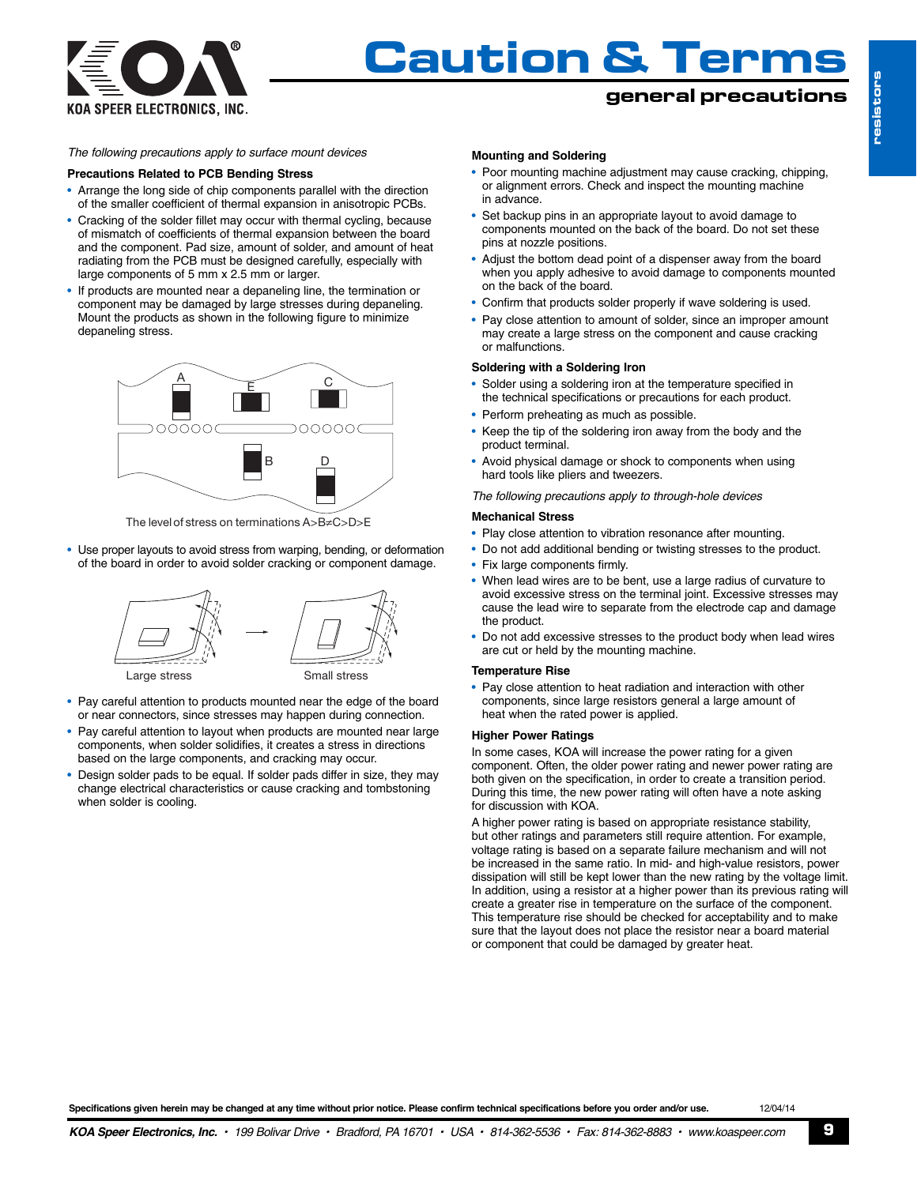# Caution & Terms

## general precautions

*The following precautions apply to surface mount devices*

### Precautions Related to PCB Bending Stress

- Arrange the long side of chip components parallel with the direction of the smaller coefficient of thermal expansion in anisotropic PCBs.
- Cracking of the solder fillet may occur with thermal cycling, because of mismatch of coefficients of thermal expansion between the board and the component. Pad size, amount of solder, and amount of heat radiating from the PCB must be designed carefully, especially with large components of 5 mm x 2.5 mm or larger.
- If products are mounted near a depaneling line, the termination or component may be damaged by large stresses during depaneling. Mount the products as shown in the following figure to minimize depaneling stress.

The level of stress on terminations A>B≠C>D>E

- Use proper layouts to avoid stress from warping, bending, or deformation of the board in order to avoid solder cracking or component damage.

Large stress → Small stress

- Pay careful attention to products mounted near the edge of the board or near connectors, since stresses may happen during connection.
- Pay careful attention to layout when products are mounted near large components, when solder solidifies, it creates a stress in directions based on the large components, and cracking may occur.
- Design solder pads to be equal. If solder pads differ in size, they may change electrical characteristics or cause cracking and tombstoning when solder is cooling.

### Mounting and Soldering

- Poor mounting machine adjustment may cause cracking, chipping, or alignment errors. Check and inspect the mounting machine in advance.
- Set backup pins in an appropriate layout to avoid damage to components mounted on the back of the board. Do not set these pins at nozzle positions.
- Adjust the bottom dead point of a dispenser away from the board when you apply adhesive to avoid damage to components mounted on the back of the board.
- Confirm that products solder properly if wave soldering is used.
- Pay close attention to amount of solder, since an improper amount may create a large stress on the component and cause cracking or malfunctions.

### Soldering with a Soldering Iron

- Solder using a soldering iron at the temperature specified in the technical specifications or precautions for each product.
- Perform preheating as much as possible.
- Keep the tip of the soldering iron away from the body and the product terminal.
- Avoid physical damage or shock to components when using hard tools like pliers and tweezers.

*The following precautions apply to through-hole devices*

### Mechanical Stress

- Play close attention to vibration resonance after mounting.
- Do not add additional bending or twisting stresses to the product.
- Fix large components firmly.
- When lead wires are to be bent, use a large radius of curvature to avoid excessive stress on the terminal joint. Excessive stresses may cause the lead wire to separate from the electrode cap and damage the product.
- Do not add excessive stresses to the product body when lead wires are cut or held by the mounting machine.

### Temperature Rise

- Pay close attention to heat radiation and interaction with other components, since large resistors general a large amount of heat when the rated power is applied.

### Higher Power Ratings

In some cases, KOA will increase the power rating for a given component. Often, the older power rating and newer power rating are both given on the specification, in order to create a transition period. During this time, the new power rating will often have a note asking for discussion with KOA.

A higher power rating is based on appropriate resistance stability, but other ratings and parameters still require attention. For example, voltage rating is based on a separate failure mechanism and will not be increased in the same ratio. In mid- and high-value resistors, power dissipation will still be kept lower than the new rating by the voltage limit. In addition, using a resistor at a higher power than its previous rating will create a greater rise in temperature on the surface of the component. This temperature rise should be checked for acceptability and to make sure that the layout does not place the resistor near a board material or component that could be damaged by greater heat.

**Specifications given herein may be changed at any time without prior notice. Please confirm technical specifications before you order and/or use.** 12/04/14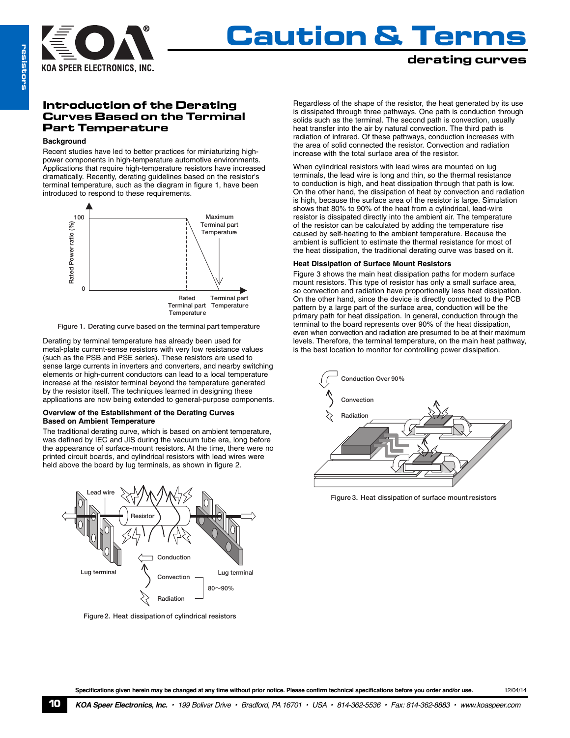## Introduction of the Derating Curves Based on the Terminal Part Temperature

### Background

Recent studies have led to better practices for miniaturizing high-power components in high-temperature automotive environments. Applications that require high-temperature resistors have increased dramatically. Recently, derating guidelines based on the resistor's terminal temperature, such as the diagram in figure 1, have been introduced to respond to these requirements.

Figure 1. Derating curve based on the terminal part temperature

Derating by terminal temperature has already been used for metal-plate current-sense resistors with very low resistance values (such as the PSB and PSE series). These resistors are used to sense large currents in inverters and converters, and nearby switching elements or high-current conductors can lead to a local temperature increase at the resistor terminal beyond the temperature generated by the resistor itself. The techniques learned in designing these applications are now being extended to general-purpose components.

### Overview of the Establishment of the Derating Curves Based on Ambient Temperature

The traditional derating curve, which is based on ambient temperature, was defined by IEC and JIS during the vacuum tube era, long before the appearance of surface-mount resistors. At the time, there were no printed circuit boards, and cylindrical resistors with lead wires were held above the board by lug terminals, as shown in figure 2.

Figure 2. Heat dissipation of cylindrical resistors

Regardless of the shape of the resistor, the heat generated by its use is dissipated through three pathways. One path is conduction through solids such as the terminal. The second path is convection, usually heat transfer into the air by natural convection. The third path is radiation of infrared. Of these pathways, conduction increases with the area of solid connected the resistor. Convection and radiation increase with the total surface area of the resistor.

When cylindrical resistors with lead wires are mounted on lug terminals, the lead wire is long and thin, so the thermal resistance to conduction is high, and heat dissipation through that path is low. On the other hand, the dissipation of heat by convection and radiation is high, because the surface area of the resistor is large. Simulation shows that 80% to 90% of the heat from a cylindrical, lead-wire resistor is dissipated directly into the ambient air. The temperature of the resistor can be calculated by adding the temperature rise caused by self-heating to the ambient temperature. Because the ambient is sufficient to estimate the thermal resistance for most of the heat dissipation, the traditional derating curve was based on it.

### Heat Dissipation of Surface Mount Resistors

Figure 3 shows the main heat dissipation paths for modern surface mount resistors. This type of resistor has only a small surface area, so convection and radiation have proportionally less heat dissipation. On the other hand, since the device is directly connected to the PCB pattern by a large part of the surface area, conduction will be the primary path for heat dissipation. In general, conduction through the terminal to the board represents over 90% of the heat dissipation, even when convection and radiation are presumed to be at their maximum levels. Therefore, the terminal temperature, on the main heat pathway, is the best location to monitor for controlling power dissipation.

Figure 3. Heat dissipation of surface mount resistors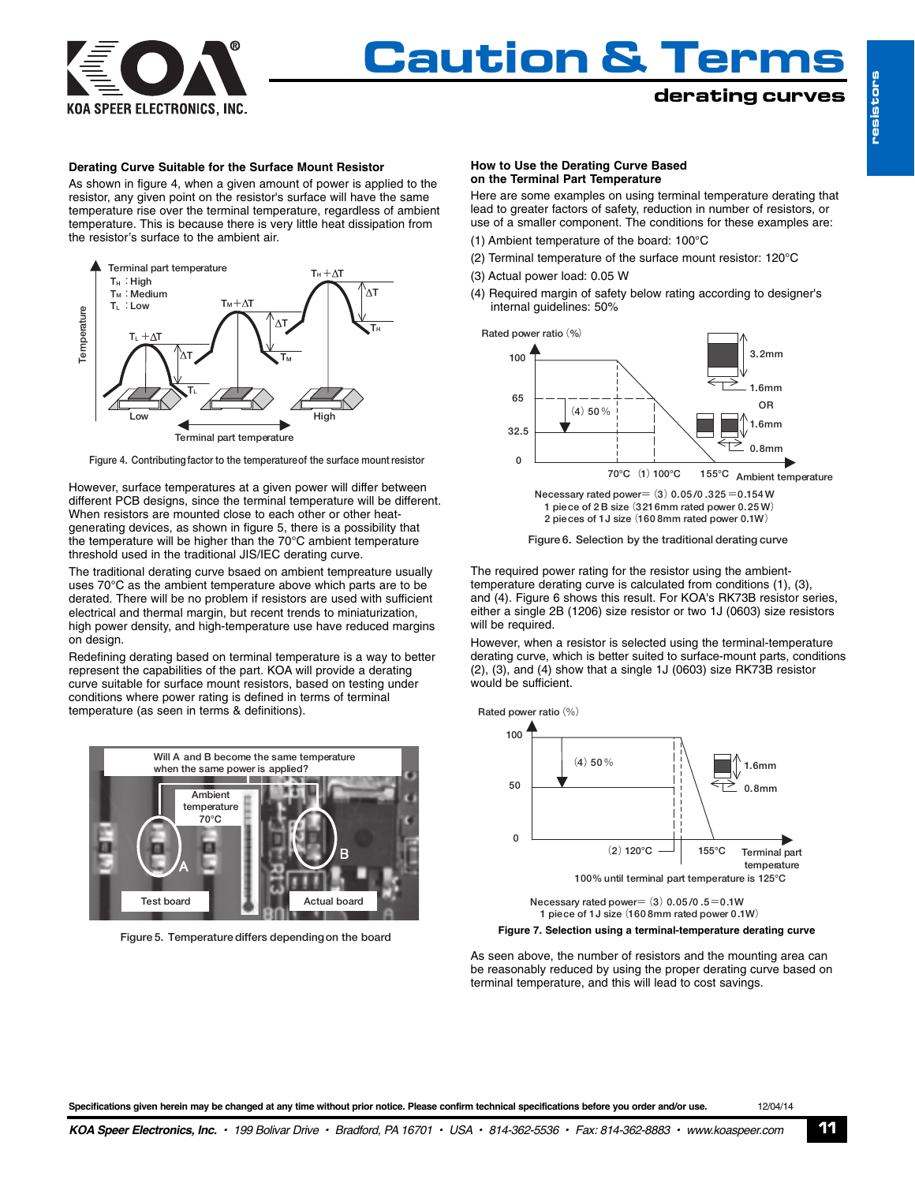# Caution & Terms

## derating curves

### Derating Curve Suitable for the Surface Mount Resistor

As shown in figure 4, when a given amount of power is applied to the resistor, any given point on the resistor's surface will have the same temperature rise over the terminal temperature, regardless of ambient temperature. This is because there is very little heat dissipation from the resistor's surface to the ambient air.

Figure 4. Contributing factor to the temperature of the surface mount resistor

However, surface temperatures at a given power will differ between different PCB designs, since the terminal temperature will be different. When resistors are mounted close to each other or other heat-generating devices, as shown in figure 5, there is a possibility that the temperature will be higher than the 70°C ambient temperature threshold used in the traditional JIS/IEC derating curve.

The traditional derating curve bsaed on ambient tempreature usually uses 70°C as the ambient temperature above which parts are to be derated. There will be no problem if resistors are used with sufficient electrical and thermal margin, but recent trends to miniaturization, high power density, and high-temperature use have reduced margins on design.

Redefining derating based on terminal temperature is a way to better represent the capabilities of the part. KOA will provide a derating curve suitable for surface mount resistors, based on testing under conditions where power rating is defined in terms of terminal temperature (as seen in terms & definitions).

Figure 5. Temperature differs depending on the board

### How to Use the Derating Curve Based on the Terminal Part Temperature

Here are some examples on using terminal temperature derating that lead to greater factors of safety, reduction in number of resistors, or use of a smaller component. The conditions for these examples are:

(1) Ambient temperature of the board: 100°C

(2) Terminal temperature of the surface mount resistor: 120°C

(3) Actual power load: 0.05 W

(4) Required margin of safety below rating according to designer's internal guidelines: 50%

Necessary rated power= (3) 0.05/0.325=0.154W
1 piece of 2B size (3216mm rated power 0.25W)
2 pieces of 1J size (1608mm rated power 0.1W)

Figure 6. Selection by the traditional derating curve

The required power rating for the resistor using the ambient-temperature derating curve is calculated from conditions (1), (3), and (4). Figure 6 shows this result. For KOA's RK73B resistor series, either a single 2B (1206) size resistor or two 1J (0603) size resistors will be required.

However, when a resistor is selected using the terminal-temperature derating curve, which is better suited to surface-mount parts, conditions (2), (3), and (4) show that a single 1J (0603) size RK73B resistor would be sufficient.

100% until terminal part temperature is 125°C

Necessary rated power= (3) 0.05/0.5=0.1W
1 piece of 1J size (1608mm rated power 0.1W)

**Figure 7. Selection using a terminal-temperature derating curve**

As seen above, the number of resistors and the mounting area can be reasonably reduced by using the proper derating curve based on terminal temperature, and this will lead to cost savings.

**Specifications given herein may be changed at any time without prior notice. Please confirm technical specifications before you order and/or use.** 12/04/14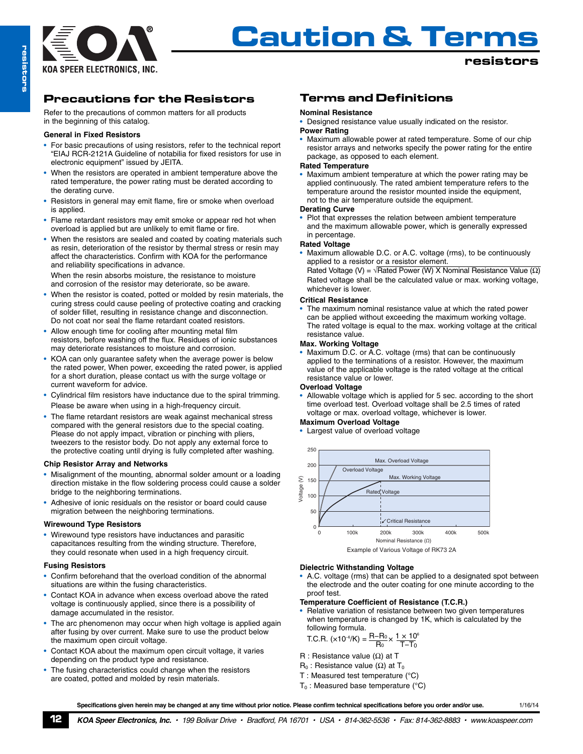# Caution & Terms

**resistors**

## Precautions for the Resistors

Refer to the precautions of common matters for all products in the beginning of this catalog.

### General in Fixed Resistors

- For basic precautions of using resistors, refer to the technical report "EIAJ RCR-2121A Guideline of notabilia for fixed resistors for use in electronic equipment" issued by JEITA.
- When the resistors are operated in ambient temperature above the rated temperature, the power rating must be derated according to the derating curve.
- Resistors in general may emit flame, fire or smoke when overload is applied.
- Flame retardant resistors may emit smoke or appear red hot when overload is applied but are unlikely to emit flame or fire.
- When the resistors are sealed and coated by coating materials such as resin, deterioration of the resistor by thermal stress or resin may affect the characteristics. Confirm with KOA for the performance and reliability specifications in advance.

  When the resin absorbs moisture, the resistance to moisture and corrosion of the resistor may deteriorate, so be aware.
- When the resistor is coated, potted or molded by resin materials, the curing stress could cause peeling of protective coating and cracking of solder fillet, resulting in resistance change and disconnection. Do not coat nor seal the flame retardant coated resistors.
- Allow enough time for cooling after mounting metal film resistors, before washing off the flux. Residues of ionic substances may deteriorate resistances to moisture and corrosion.
- KOA can only guarantee safety when the average power is below the rated power, When power, exceeding the rated power, is applied for a short duration, please contact us with the surge voltage or current waveform for advice.
- Cylindrical film resistors have inductance due to the spiral trimming. Please be aware when using in a high-frequency circuit.
- The flame retardant resistors are weak against mechanical stress compared with the general resistors due to the special coating. Please do not apply impact, vibration or pinching with pliers, tweezers to the resistor body. Do not apply any external force to the protective coating until drying is fully completed after washing.

### Chip Resistor Array and Networks

- Misalignment of the mounting, abnormal solder amount or a loading direction mistake in the flow soldering process could cause a solder bridge to the neighboring terminations.
- Adhesive of ionic residuals on the resistor or board could cause migration between the neighboring terminations.

### Wirewound Type Resistors

- Wirewound type resistors have inductances and parasitic capacitances resulting from the winding structure. Therefore, they could resonate when used in a high frequency circuit.

### Fusing Resistors

- Confirm beforehand that the overload condition of the abnormal situations are within the fusing characteristics.
- Contact KOA in advance when excess overload above the rated voltage is continuously applied, since there is a possibility of damage accumulated in the resistor.
- The arc phenomenon may occur when high voltage is applied again after fusing by over current. Make sure to use the product below the maximum open circuit voltage.
- Contact KOA about the maximum open circuit voltage, it varies depending on the product type and resistance.
- The fusing characteristics could change when the resistors are coated, potted and molded by resin materials.

## Terms and Definitions

### Nominal Resistance

- Designed resistance value usually indicated on the resistor.

### Power Rating

- Maximum allowable power at rated temperature. Some of our chip resistor arrays and networks specify the power rating for the entire package, as opposed to each element.

### Rated Temperature

- Maximum ambient temperature at which the power rating may be applied continuously. The rated ambient temperature refers to the temperature around the resistor mounted inside the equipment, not to the air temperature outside the equipment.

### Derating Curve

- Plot that expresses the relation between ambient temperature and the maximum allowable power, which is generally expressed in percentage.

### Rated Voltage

- Maximum allowable D.C. or A.C. voltage (rms), to be continuously applied to a resistor or a resistor element.

  Rated Voltage (V) = $\sqrt{\text{Rated Power (W)} \times \text{Nominal Resistance Value } (\Omega)}$

  Rated voltage shall be the calculated value or max. working voltage, whichever is lower.

### Critical Resistance

- The maximum nominal resistance value at which the rated power can be applied without exceeding the maximum working voltage. The rated voltage is equal to the max. working voltage at the critical resistance value.

### Max. Working Voltage

- Maximum D.C. or A.C. voltage (rms) that can be continuously applied to the terminations of a resistor. However, the maximum value of the applicable voltage is the rated voltage at the critical resistance value or lower.

### Overload Voltage

- Allowable voltage which is applied for 5 sec. according to the short time overload test. Overload voltage shall be 2.5 times of rated voltage or max. overload voltage, whichever is lower.

### Maximum Overload Voltage

- Largest value of overload voltage

Voltage (V)
250
200
150
100
50
0
Max. Overload Voltage
Overload Voltage
Max. Working Voltage
Rated Voltage
Critical Resistance
0 100k 200k 300k 400k 500k
Nominal Resistance (Ω)

Example of Various Voltage of RK73 2A

### Dielectric Withstanding Voltage

- A.C. voltage (rms) that can be applied to a designated spot between the electrode and the outer coating for one minute according to the proof test.

### Temperature Coefficient of Resistance (T.C.R.)

- Relative variation of resistance between two given temperatures when temperature is changed by 1K, which is calculated by the following formula.

$$\text{T.C.R. } (\times 10^{-6}/\text{K}) = \frac{R - R_0}{R_0} \times \frac{1 \times 10^6}{T - T_0}$$

$R$ : Resistance value (Ω) at $T$

$R_0$ : Resistance value (Ω) at $T_0$

$T$ : Measured test temperature (°C)

$T_0$ : Measured base temperature (°C)

**Specifications given herein may be changed at any time without prior notice. Please confirm technical specifications before you order and/or use.** 1/16/14